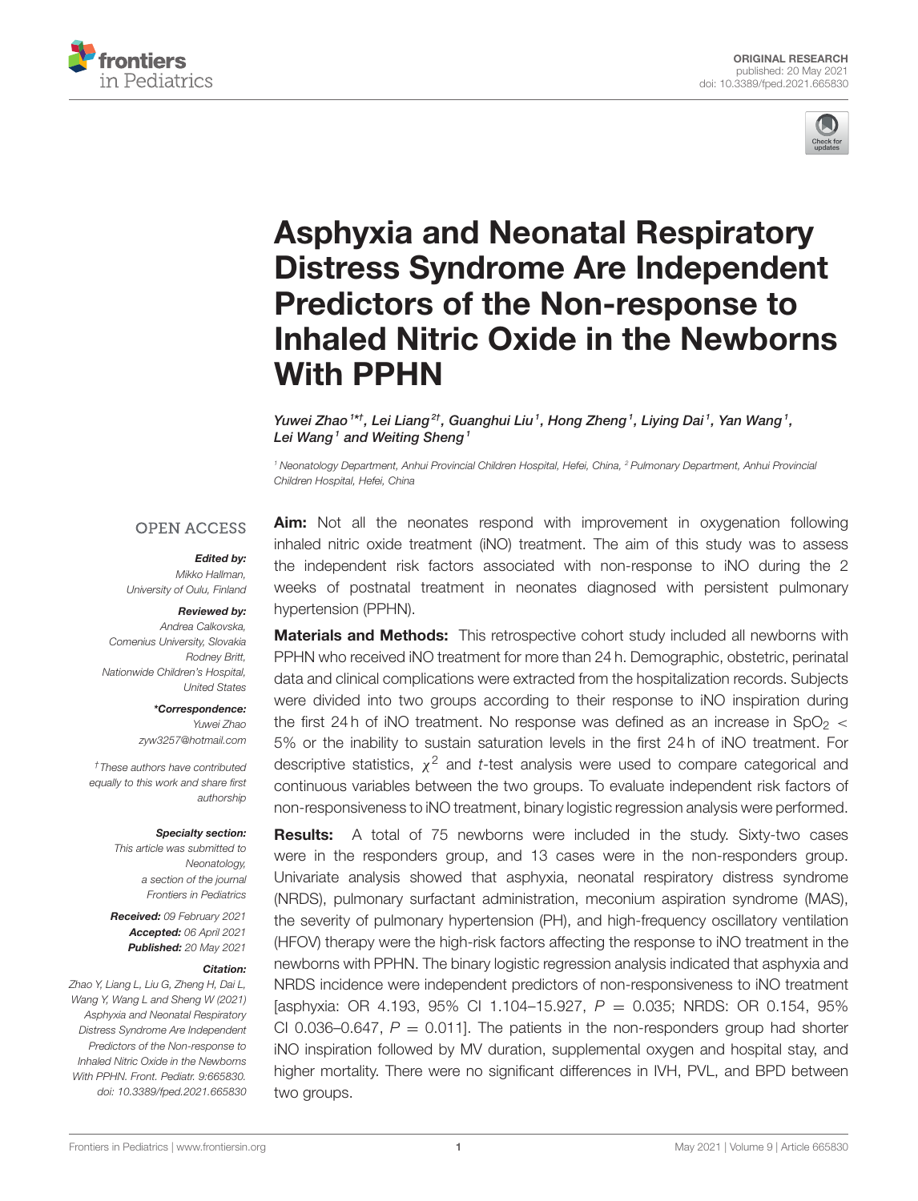ORIGINAL RESEARCH
published: 20 May 2021
doi: 10.3389/fped.2021.665830

# Asphyxia and Neonatal Respiratory Distress Syndrome Are Independent Predictors of the Non-response to Inhaled Nitric Oxide in the Newborns With PPHN

*Yuwei Zhao[1*†], Lei Liang[2†], Guanghui Liu[1], Hong Zheng[1], Liying Dai[1], Yan Wang[1], Lei Wang[1] and Weiting Sheng[1]*

[1] Neonatology Department, Anhui Provincial Children Hospital, Hefei, China, [2] Pulmonary Department, Anhui Provincial Children Hospital, Hefei, China

OPEN ACCESS

***Edited by:***
Mikko Hallman,
University of Oulu, Finland

***Reviewed by:***
Andrea Calkovska,
Comenius University, Slovakia
Rodney Britt,
Nationwide Children's Hospital,
United States

***\*Correspondence:***
Yuwei Zhao
zyw3257@hotmail.com

†These authors have contributed equally to this work and share first authorship

***Specialty section:***
This article was submitted to Neonatology,
a section of the journal
Frontiers in Pediatrics

**Received:** 09 February 2021
**Accepted:** 06 April 2021
**Published:** 20 May 2021

***Citation:***
Zhao Y, Liang L, Liu G, Zheng H, Dai L, Wang Y, Wang L and Sheng W (2021) Asphyxia and Neonatal Respiratory Distress Syndrome Are Independent Predictors of the Non-response to Inhaled Nitric Oxide in the Newborns With PPHN. Front. Pediatr. 9:665830. doi: 10.3389/fped.2021.665830

**Aim:** Not all the neonates respond with improvement in oxygenation following inhaled nitric oxide treatment (iNO) treatment. The aim of this study was to assess the independent risk factors associated with non-response to iNO during the 2 weeks of postnatal treatment in neonates diagnosed with persistent pulmonary hypertension (PPHN).

**Materials and Methods:** This retrospective cohort study included all newborns with PPHN who received iNO treatment for more than 24 h. Demographic, obstetric, perinatal data and clinical complications were extracted from the hospitalization records. Subjects were divided into two groups according to their response to iNO inspiration during the first 24 h of iNO treatment. No response was defined as an increase in $SpO_2 <$ 5% or the inability to sustain saturation levels in the first 24 h of iNO treatment. For descriptive statistics, $\chi^2$ and $t$-test analysis were used to compare categorical and continuous variables between the two groups. To evaluate independent risk factors of non-responsiveness to iNO treatment, binary logistic regression analysis were performed.

**Results:** A total of 75 newborns were included in the study. Sixty-two cases were in the responders group, and 13 cases were in the non-responders group. Univariate analysis showed that asphyxia, neonatal respiratory distress syndrome (NRDS), pulmonary surfactant administration, meconium aspiration syndrome (MAS), the severity of pulmonary hypertension (PH), and high-frequency oscillatory ventilation (HFOV) therapy were the high-risk factors affecting the response to iNO treatment in the newborns with PPHN. The binary logistic regression analysis indicated that asphyxia and NRDS incidence were independent predictors of non-responsiveness to iNO treatment [asphyxia: OR 4.193, 95% CI 1.104–15.927, $P$ = 0.035; NRDS: OR 0.154, 95% CI 0.036–0.647, $P$ = 0.011]. The patients in the non-responders group had shorter iNO inspiration followed by MV duration, supplemental oxygen and hospital stay, and higher mortality. There were no significant differences in IVH, PVL, and BPD between two groups.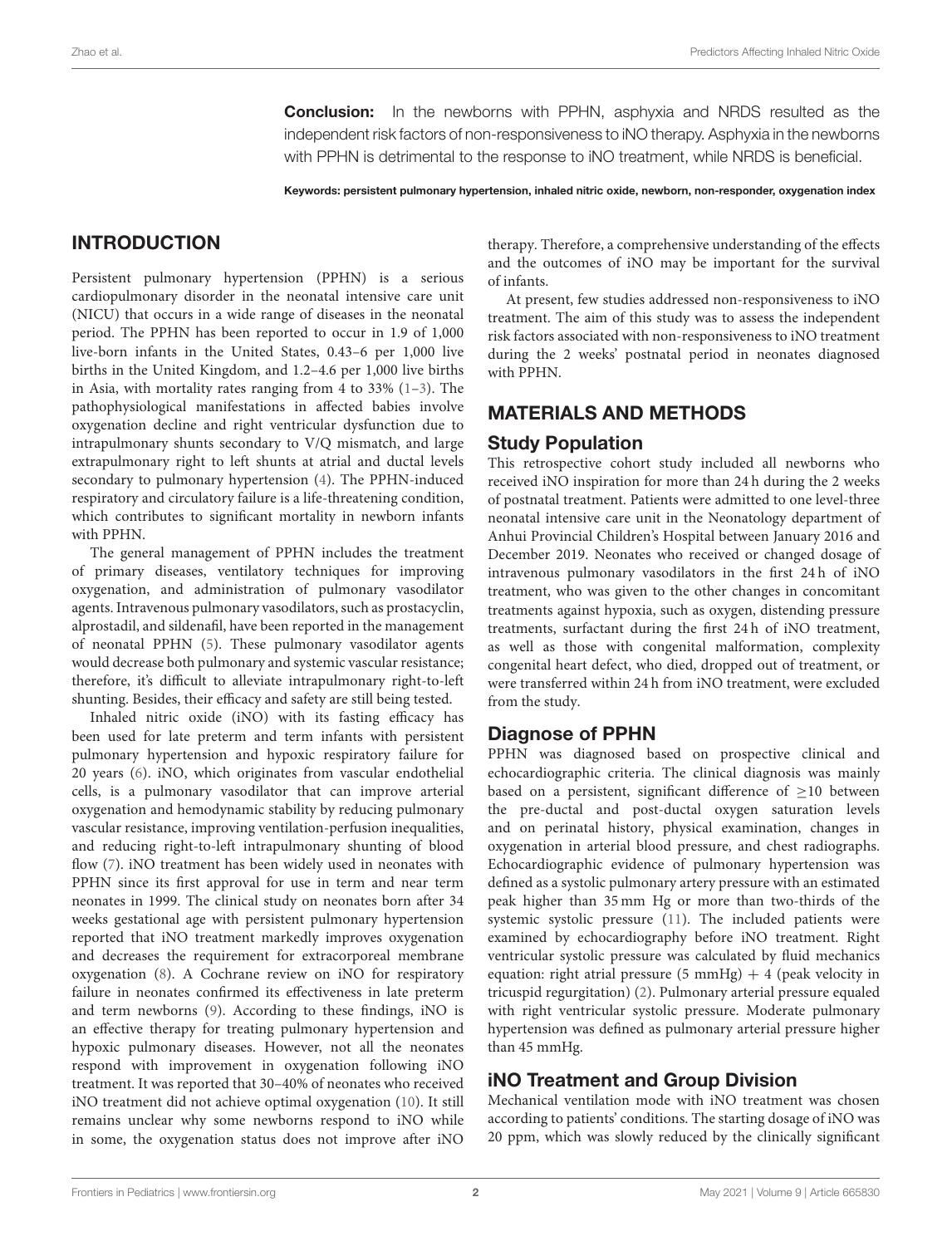**Conclusion:** In the newborns with PPHN, asphyxia and NRDS resulted as the independent risk factors of non-responsiveness to iNO therapy. Asphyxia in the newborns with PPHN is detrimental to the response to iNO treatment, while NRDS is beneficial.

**Keywords: persistent pulmonary hypertension, inhaled nitric oxide, newborn, non-responder, oxygenation index**

## INTRODUCTION

Persistent pulmonary hypertension (PPHN) is a serious cardiopulmonary disorder in the neonatal intensive care unit (NICU) that occurs in a wide range of diseases in the neonatal period. The PPHN has been reported to occur in 1.9 of 1,000 live-born infants in the United States, 0.43–6 per 1,000 live births in the United Kingdom, and 1.2–4.6 per 1,000 live births in Asia, with mortality rates ranging from 4 to 33% (1–3). The pathophysiological manifestations in affected babies involve oxygenation decline and right ventricular dysfunction due to intrapulmonary shunts secondary to V/Q mismatch, and large extrapulmonary right to left shunts at atrial and ductal levels secondary to pulmonary hypertension (4). The PPHN-induced respiratory and circulatory failure is a life-threatening condition, which contributes to significant mortality in newborn infants with PPHN.

The general management of PPHN includes the treatment of primary diseases, ventilatory techniques for improving oxygenation, and administration of pulmonary vasodilator agents. Intravenous pulmonary vasodilators, such as prostacyclin, alprostadil, and sildenafil, have been reported in the management of neonatal PPHN (5). These pulmonary vasodilator agents would decrease both pulmonary and systemic vascular resistance; therefore, it's difficult to alleviate intrapulmonary right-to-left shunting. Besides, their efficacy and safety are still being tested.

Inhaled nitric oxide (iNO) with its fasting efficacy has been used for late preterm and term infants with persistent pulmonary hypertension and hypoxic respiratory failure for 20 years (6). iNO, which originates from vascular endothelial cells, is a pulmonary vasodilator that can improve arterial oxygenation and hemodynamic stability by reducing pulmonary vascular resistance, improving ventilation-perfusion inequalities, and reducing right-to-left intrapulmonary shunting of blood flow (7). iNO treatment has been widely used in neonates with PPHN since its first approval for use in term and near term neonates in 1999. The clinical study on neonates born after 34 weeks gestational age with persistent pulmonary hypertension reported that iNO treatment markedly improves oxygenation and decreases the requirement for extracorporeal membrane oxygenation (8). A Cochrane review on iNO for respiratory failure in neonates confirmed its effectiveness in late preterm and term newborns (9). According to these findings, iNO is an effective therapy for treating pulmonary hypertension and hypoxic pulmonary diseases. However, not all the neonates respond with improvement in oxygenation following iNO treatment. It was reported that 30–40% of neonates who received iNO treatment did not achieve optimal oxygenation (10). It still remains unclear why some newborns respond to iNO while in some, the oxygenation status does not improve after iNO therapy. Therefore, a comprehensive understanding of the effects and the outcomes of iNO may be important for the survival of infants.

At present, few studies addressed non-responsiveness to iNO treatment. The aim of this study was to assess the independent risk factors associated with non-responsiveness to iNO treatment during the 2 weeks' postnatal period in neonates diagnosed with PPHN.

## MATERIALS AND METHODS

### Study Population

This retrospective cohort study included all newborns who received iNO inspiration for more than 24 h during the 2 weeks of postnatal treatment. Patients were admitted to one level-three neonatal intensive care unit in the Neonatology department of Anhui Provincial Children's Hospital between January 2016 and December 2019. Neonates who received or changed dosage of intravenous pulmonary vasodilators in the first 24 h of iNO treatment, who was given to the other changes in concomitant treatments against hypoxia, such as oxygen, distending pressure treatments, surfactant during the first 24 h of iNO treatment, as well as those with congenital malformation, complexity congenital heart defect, who died, dropped out of treatment, or were transferred within 24 h from iNO treatment, were excluded from the study.

### Diagnose of PPHN

PPHN was diagnosed based on prospective clinical and echocardiographic criteria. The clinical diagnosis was mainly based on a persistent, significant difference of $\geq$10 between the pre-ductal and post-ductal oxygen saturation levels and on perinatal history, physical examination, changes in oxygenation in arterial blood pressure, and chest radiographs. Echocardiographic evidence of pulmonary hypertension was defined as a systolic pulmonary artery pressure with an estimated peak higher than 35 mm Hg or more than two-thirds of the systemic systolic pressure (11). The included patients were examined by echocardiography before iNO treatment. Right ventricular systolic pressure was calculated by fluid mechanics equation: right atrial pressure (5 mmHg) + 4 (peak velocity in tricuspid regurgitation) (2). Pulmonary arterial pressure equaled with right ventricular systolic pressure. Moderate pulmonary hypertension was defined as pulmonary arterial pressure higher than 45 mmHg.

### iNO Treatment and Group Division

Mechanical ventilation mode with iNO treatment was chosen according to patients' conditions. The starting dosage of iNO was 20 ppm, which was slowly reduced by the clinically significant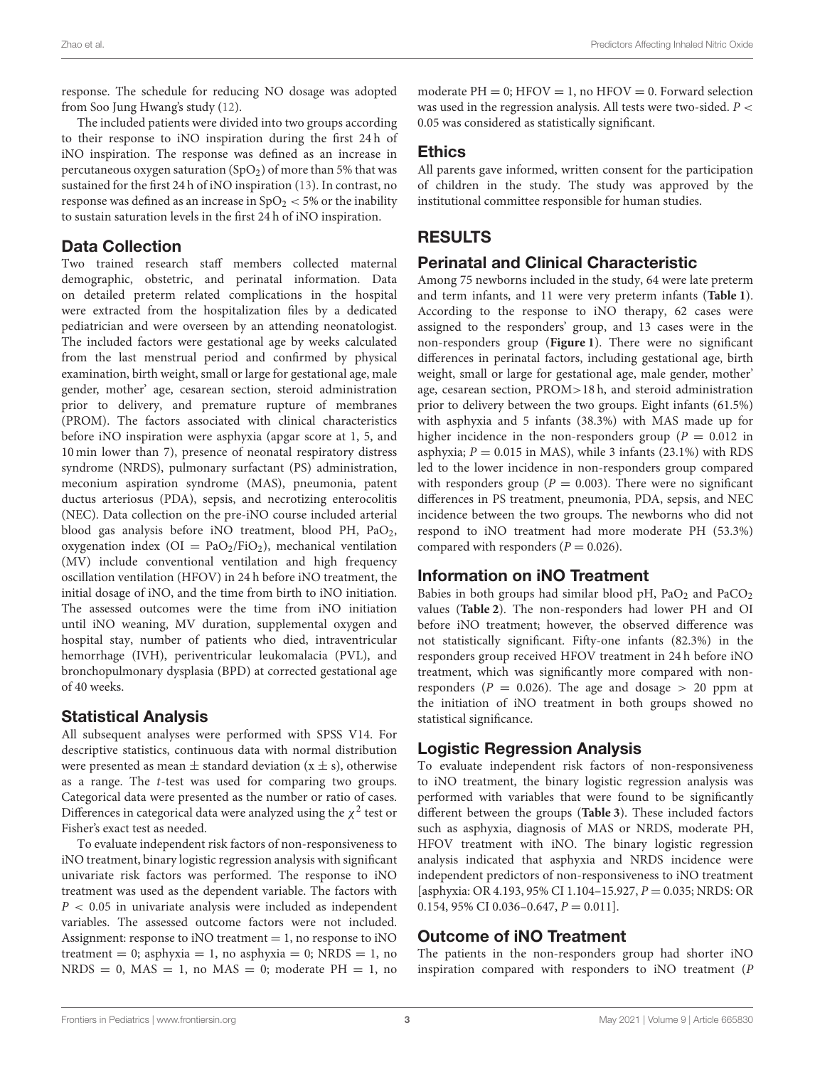response. The schedule for reducing NO dosage was adopted from Soo Jung Hwang's study (12).

The included patients were divided into two groups according to their response to iNO inspiration during the first 24 h of iNO inspiration. The response was defined as an increase in percutaneous oxygen saturation ($SpO_2$) of more than 5% that was sustained for the first 24 h of iNO inspiration (13). In contrast, no response was defined as an increase in $SpO_2 < 5\%$ or the inability to sustain saturation levels in the first 24 h of iNO inspiration.

## Data Collection

Two trained research staff members collected maternal demographic, obstetric, and perinatal information. Data on detailed preterm related complications in the hospital were extracted from the hospitalization files by a dedicated pediatrician and were overseen by an attending neonatologist. The included factors were gestational age by weeks calculated from the last menstrual period and confirmed by physical examination, birth weight, small or large for gestational age, male gender, mother' age, cesarean section, steroid administration prior to delivery, and premature rupture of membranes (PROM). The factors associated with clinical characteristics before iNO inspiration were asphyxia (apgar score at 1, 5, and 10 min lower than 7), presence of neonatal respiratory distress syndrome (NRDS), pulmonary surfactant (PS) administration, meconium aspiration syndrome (MAS), pneumonia, patent ductus arteriosus (PDA), sepsis, and necrotizing enterocolitis (NEC). Data collection on the pre-iNO course included arterial blood gas analysis before iNO treatment, blood PH, $PaO_2$, oxygenation index ($OI = PaO_2/FiO_2$), mechanical ventilation (MV) include conventional ventilation and high frequency oscillation ventilation (HFOV) in 24 h before iNO treatment, the initial dosage of iNO, and the time from birth to iNO initiation. The assessed outcomes were the time from iNO initiation until iNO weaning, MV duration, supplemental oxygen and hospital stay, number of patients who died, intraventricular hemorrhage (IVH), periventricular leukomalacia (PVL), and bronchopulmonary dysplasia (BPD) at corrected gestational age of 40 weeks.

## Statistical Analysis

All subsequent analyses were performed with SPSS V14. For descriptive statistics, continuous data with normal distribution were presented as mean ± standard deviation ($x \pm s$), otherwise as a range. The *t*-test was used for comparing two groups. Categorical data were presented as the number or ratio of cases. Differences in categorical data were analyzed using the $\chi^2$ test or Fisher's exact test as needed.

To evaluate independent risk factors of non-responsiveness to iNO treatment, binary logistic regression analysis with significant univariate risk factors was performed. The response to iNO treatment was used as the dependent variable. The factors with $P < 0.05$ in univariate analysis were included as independent variables. The assessed outcome factors were not included. Assignment: response to iNO treatment = 1, no response to iNO treatment = 0; asphyxia = 1, no asphyxia = 0; NRDS = 1, no NRDS = 0, MAS = 1, no MAS = 0; moderate PH = 1, no moderate PH = 0; HFOV = 1, no HFOV = 0. Forward selection was used in the regression analysis. All tests were two-sided. $P < 0.05$ was considered as statistically significant.

## Ethics

All parents gave informed, written consent for the participation of children in the study. The study was approved by the institutional committee responsible for human studies.

# RESULTS

## Perinatal and Clinical Characteristic

Among 75 newborns included in the study, 64 were late preterm and term infants, and 11 were very preterm infants (**Table 1**). According to the response to iNO therapy, 62 cases were assigned to the responders' group, and 13 cases were in the non-responders group (**Figure 1**). There were no significant differences in perinatal factors, including gestational age, birth weight, small or large for gestational age, male gender, mother' age, cesarean section, PROM>18 h, and steroid administration prior to delivery between the two groups. Eight infants (61.5%) with asphyxia and 5 infants (38.3%) with MAS made up for higher incidence in the non-responders group ($P = 0.012$ in asphyxia; $P = 0.015$ in MAS), while 3 infants (23.1%) with RDS led to the lower incidence in non-responders group compared with responders group ($P = 0.003$). There were no significant differences in PS treatment, pneumonia, PDA, sepsis, and NEC incidence between the two groups. The newborns who did not respond to iNO treatment had more moderate PH (53.3%) compared with responders ($P = 0.026$).

## Information on iNO Treatment

Babies in both groups had similar blood pH, $PaO_2$ and $PaCO_2$ values (**Table 2**). The non-responders had lower PH and OI before iNO treatment; however, the observed difference was not statistically significant. Fifty-one infants (82.3%) in the responders group received HFOV treatment in 24 h before iNO treatment, which was significantly more compared with non-responders ($P = 0.026$). The age and dosage > 20 ppm at the initiation of iNO treatment in both groups showed no statistical significance.

## Logistic Regression Analysis

To evaluate independent risk factors of non-responsiveness to iNO treatment, the binary logistic regression analysis was performed with variables that were found to be significantly different between the groups (**Table 3**). These included factors such as asphyxia, diagnosis of MAS or NRDS, moderate PH, HFOV treatment with iNO. The binary logistic regression analysis indicated that asphyxia and NRDS incidence were independent predictors of non-responsiveness to iNO treatment [asphyxia: OR 4.193, 95% CI 1.104–15.927, $P = 0.035$; NRDS: OR 0.154, 95% CI 0.036–0.647, $P = 0.011$].

## Outcome of iNO Treatment

The patients in the non-responders group had shorter iNO inspiration compared with responders to iNO treatment (*P*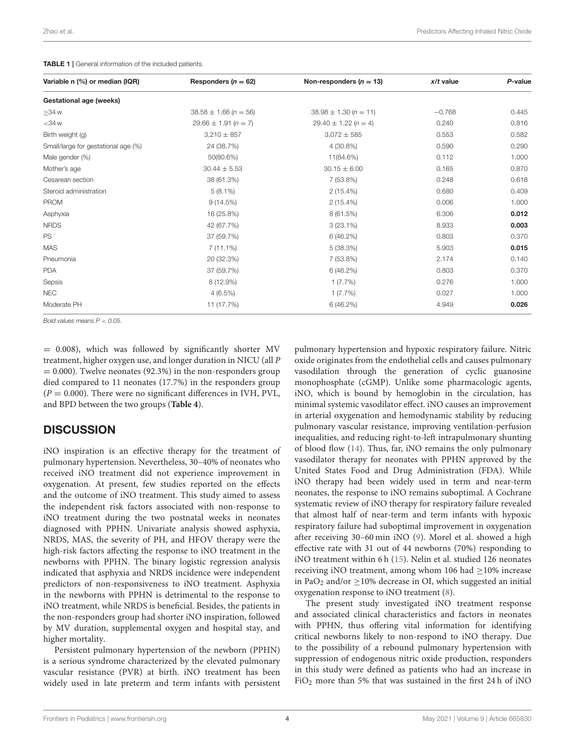**TABLE 1** | General information of the included patients.

| Variable n (%) or median (IQR) | Responders ($n = 62$) | Non-responders ($n = 13$) | $x/t$ value | $P$-value |
|---|---|---|---|---|
| **Gestational age (weeks)** | | | | |
| ≥34 w | 38.58 ± 1.66 ($n = 56$) | 38.98 ± 1.30 ($n = 11$) | −0.768 | 0.445 |
| <34 w | 29.66 ± 1.91 ($n = 7$) | 29.40 ± 1.22 ($n = 4$) | 0.240 | 0.816 |
| Birth weight (g) | 3,210 ± 857 | 3,072 ± 585 | 0.553 | 0.582 |
| Small/large for gestational age (%) | 24 (38.7%) | 4 (30.8%) | 0.590 | 0.290 |
| Male gender (%) | 50(80.6%) | 11(84.6%) | 0.112 | 1.000 |
| Mother's age | 30.44 ± 5.53 | 30.15 ± 6.00 | 0.165 | 0.870 |
| Cesarean section | 38 (61.3%) | 7 (53.8%) | 0.248 | 0.618 |
| Steroid administration | 5 (8.1%) | 2 (15.4%) | 0.680 | 0.409 |
| PROM | 9 (14.5%) | 2 (15.4%) | 0.006 | 1.000 |
| Asphyxia | 16 (25.8%) | 8 (61.5%) | 6.306 | **0.012** |
| NRDS | 42 (67.7%) | 3 (23.1%) | 8.933 | **0.003** |
| PS | 37 (59.7%) | 6 (46.2%) | 0.803 | 0.370 |
| MAS | 7 (11.1%) | 5 (38.3%) | 5.903 | **0.015** |
| Pneumonia | 20 (32.3%) | 7 (53.8%) | 2.174 | 0.140 |
| PDA | 37 (59.7%) | 6 (46.2%) | 0.803 | 0.370 |
| Sepsis | 8 (12.9%) | 1 (7.7%) | 0.276 | 1.000 |
| NEC | 4 (6.5%) | 1 (7.7%) | 0.027 | 1.000 |
| Moderate PH | 11 (17.7%) | 6 (46.2%) | 4.949 | **0.026** |

*Bold values means $P < 0.05$.*

= 0.008), which was followed by significantly shorter MV treatment, higher oxygen use, and longer duration in NICU (all $P = 0.000$). Twelve neonates (92.3%) in the non-responders group died compared to 11 neonates (17.7%) in the responders group ($P = 0.000$). There were no significant differences in IVH, PVL, and BPD between the two groups (**Table 4**).

## DISCUSSION

iNO inspiration is an effective therapy for the treatment of pulmonary hypertension. Nevertheless, 30–40% of neonates who received iNO treatment did not experience improvement in oxygenation. At present, few studies reported on the effects and the outcome of iNO treatment. This study aimed to assess the independent risk factors associated with non-response to iNO treatment during the two postnatal weeks in neonates diagnosed with PPHN. Univariate analysis showed asphyxia, NRDS, MAS, the severity of PH, and HFOV therapy were the high-risk factors affecting the response to iNO treatment in the newborns with PPHN. The binary logistic regression analysis indicated that asphyxia and NRDS incidence were independent predictors of non-responsiveness to iNO treatment. Asphyxia in the newborns with PPHN is detrimental to the response to iNO treatment, while NRDS is beneficial. Besides, the patients in the non-responders group had shorter iNO inspiration, followed by MV duration, supplemental oxygen and hospital stay, and higher mortality.

Persistent pulmonary hypertension of the newborn (PPHN) is a serious syndrome characterized by the elevated pulmonary vascular resistance (PVR) at birth. iNO treatment has been widely used in late preterm and term infants with persistent pulmonary hypertension and hypoxic respiratory failure. Nitric oxide originates from the endothelial cells and causes pulmonary vasodilation through the generation of cyclic guanosine monophosphate (cGMP). Unlike some pharmacologic agents, iNO, which is bound by hemoglobin in the circulation, has minimal systemic vasodilator effect. iNO causes an improvement in arterial oxygenation and hemodynamic stability by reducing pulmonary vascular resistance, improving ventilation-perfusion inequalities, and reducing right-to-left intrapulmonary shunting of blood flow (14). Thus, far, iNO remains the only pulmonary vasodilator therapy for neonates with PPHN approved by the United States Food and Drug Administration (FDA). While iNO therapy had been widely used in term and near-term neonates, the response to iNO remains suboptimal. A Cochrane systematic review of iNO therapy for respiratory failure revealed that almost half of near-term and term infants with hypoxic respiratory failure had suboptimal improvement in oxygenation after receiving 30–60 min iNO (9). Morel et al. showed a high effective rate with 31 out of 44 newborns (70%) responding to iNO treatment within 6 h (15). Nelin et al. studied 126 neonates receiving iNO treatment, among whom 106 had ≥10% increase in $PaO_2$ and/or ≥10% decrease in OI, which suggested an initial oxygenation response to iNO treatment (8).

The present study investigated iNO treatment response and associated clinical characteristics and factors in neonates with PPHN, thus offering vital information for identifying critical newborns likely to non-respond to iNO therapy. Due to the possibility of a rebound pulmonary hypertension with suppression of endogenous nitric oxide production, responders in this study were defined as patients who had an increase in $FiO_2$ more than 5% that was sustained in the first 24 h of iNO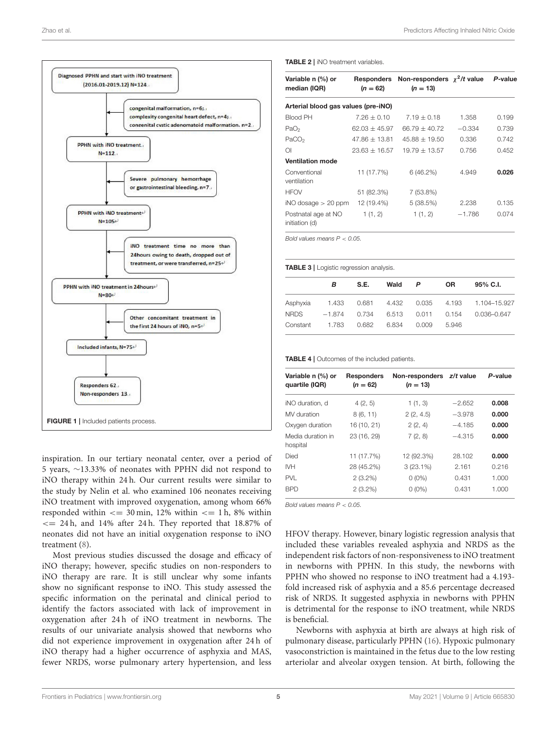Diagnosed PPHN and start with iNO treatment (2016.01-2019.12) N=124

congenital malformation, n=6;
complexity congenital heart defect, n=4;
congenital cystic adenomatoid malformation, n=2

PPHN with iNO treatment, N=112

Severe pulmonary hemorrhage or gastrointestinal bleeding, n=7

PPHN with iNO treatment N=105

iNO treatment time no more than 24hours owing to death, dropped out of treatment, or were transferred, n=25

PPHN with iNO treatment in 24hours N=80

Other concomitant treatment in the first 24 hours of iNO, n=5

Included infants, N=75

Responders 62
Non-responders 13

**FIGURE 1** | Included patients process.

inspiration. In our tertiary neonatal center, over a period of 5 years, ~13.33% of neonates with PPHN did not respond to iNO therapy within 24 h. Our current results were similar to the study by Nelin et al. who examined 106 neonates receiving iNO treatment with improved oxygenation, among whom 66% responded within <= 30 min, 12% within <= 1 h, 8% within <= 24 h, and 14% after 24 h. They reported that 18.87% of neonates did not have an initial oxygenation response to iNO treatment (8).

Most previous studies discussed the dosage and efficacy of iNO therapy; however, specific studies on non-responders to iNO therapy are rare. It is still unclear why some infants show no significant response to iNO. This study assessed the specific information on the perinatal and clinical period to identify the factors associated with lack of improvement in oxygenation after 24 h of iNO treatment in newborns. The results of our univariate analysis showed that newborns who did not experience improvement in oxygenation after 24 h of iNO therapy had a higher occurrence of asphyxia and MAS, fewer NRDS, worse pulmonary artery hypertension, and less HFOV therapy. However, binary logistic regression analysis that included these variables revealed asphyxia and NRDS as the independent risk factors of non-responsiveness to iNO treatment in newborns with PPHN. In this study, the newborns with PPHN who showed no response to iNO treatment had a 4.193-fold increased risk of asphyxia and a 85.6 percentage decreased risk of NRDS. It suggested asphyxia in newborns with PPHN is detrimental for the response to iNO treatment, while NRDS is beneficial.

Newborns with asphyxia at birth are always at high risk of pulmonary disease, particularly PPHN (16). Hypoxic pulmonary vasoconstriction is maintained in the fetus due to the low resting arteriolar and alveolar oxygen tension. At birth, following the

**TABLE 2** | iNO treatment variables.

| Variable n (%) or median (IQR) | Responders ($n = 62$) | Non-responders ($n = 13$) | $\chi^2/t$ value | *P*-value |
|---|---|---|---|---|
| **Arterial blood gas values (pre-iNO)** | | | | |
| Blood PH | 7.26 ± 0.10 | 7.19 ± 0.18 | 1.358 | 0.199 |
| $PaO_2$ | 62.03 ± 45.97 | 66.79 ± 40.72 | −0.334 | 0.739 |
| $PaCO_2$ | 47.86 ± 13.81 | 45.88 ± 19.50 | 0.336 | 0.742 |
| OI | 23.63 ± 16.57 | 19.79 ± 13.57 | 0.756 | 0.452 |
| **Ventilation mode** | | | | |
| Conventional ventilation | 11 (17.7%) | 6 (46.2%) | 4.949 | **0.026** |
| HFOV | 51 (82.3%) | 7 (53.8%) | | |
| iNO dosage > 20 ppm | 12 (19.4%) | 5 (38.5%) | 2.238 | 0.135 |
| Postnatal age at NO initiation (d) | 1 (1, 2) | 1 (1, 2) | −1.786 | 0.074 |

*Bold values means $P < 0.05$.*

**TABLE 3** | Logistic regression analysis.

| | *B* | S.E. | Wald | *P* | OR | 95% C.I. |
|---|---|---|---|---|---|---|
| Asphyxia | 1.433 | 0.681 | 4.432 | 0.035 | 4.193 | 1.104–15.927 |
| NRDS | −1.874 | 0.734 | 6.513 | 0.011 | 0.154 | 0.036–0.647 |
| Constant | 1.783 | 0.682 | 6.834 | 0.009 | 5.946 | |

**TABLE 4** | Outcomes of the included patients.

| Variable n (%) or quartile (IQR) | Responders ($n = 62$) | Non-responders ($n = 13$) | *z/t* value | *P*-value |
|---|---|---|---|---|
| iNO duration, d | 4 (2, 5) | 1 (1, 3) | −2.652 | **0.008** |
| MV duration | 8 (6, 11) | 2 (2, 4.5) | −3.978 | **0.000** |
| Oxygen duration | 16 (10, 21) | 2 (2, 4) | −4.185 | **0.000** |
| Media duration in hospital | 23 (16, 29) | 7 (2, 8) | −4.315 | **0.000** |
| Died | 11 (17.7%) | 12 (92.3%) | 28.102 | **0.000** |
| IVH | 28 (45.2%) | 3 (23.1%) | 2.161 | 0.216 |
| PVL | 2 (3.2%) | 0 (0%) | 0.431 | 1.000 |
| BPD | 2 (3.2%) | 0 (0%) | 0.431 | 1.000 |

*Bold values means $P < 0.05$.*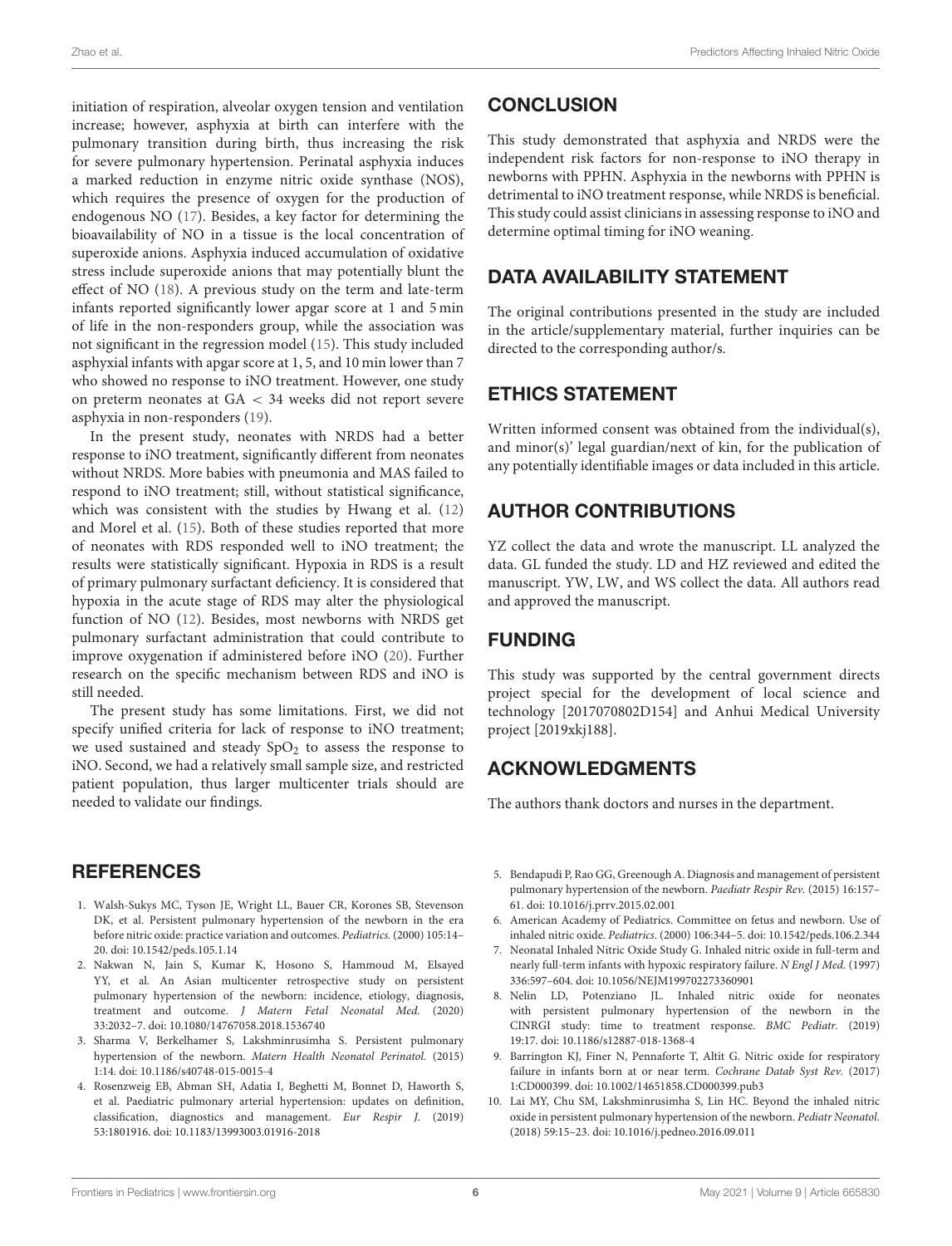initiation of respiration, alveolar oxygen tension and ventilation increase; however, asphyxia at birth can interfere with the pulmonary transition during birth, thus increasing the risk for severe pulmonary hypertension. Perinatal asphyxia induces a marked reduction in enzyme nitric oxide synthase (NOS), which requires the presence of oxygen for the production of endogenous NO (17). Besides, a key factor for determining the bioavailability of NO in a tissue is the local concentration of superoxide anions. Asphyxia induced accumulation of oxidative stress include superoxide anions that may potentially blunt the effect of NO (18). A previous study on the term and late-term infants reported significantly lower apgar score at 1 and 5 min of life in the non-responders group, while the association was not significant in the regression model (15). This study included asphyxial infants with apgar score at 1, 5, and 10 min lower than 7 who showed no response to iNO treatment. However, one study on preterm neonates at GA < 34 weeks did not report severe asphyxia in non-responders (19).

In the present study, neonates with NRDS had a better response to iNO treatment, significantly different from neonates without NRDS. More babies with pneumonia and MAS failed to respond to iNO treatment; still, without statistical significance, which was consistent with the studies by Hwang et al. (12) and Morel et al. (15). Both of these studies reported that more of neonates with RDS responded well to iNO treatment; the results were statistically significant. Hypoxia in RDS is a result of primary pulmonary surfactant deficiency. It is considered that hypoxia in the acute stage of RDS may alter the physiological function of NO (12). Besides, most newborns with NRDS get pulmonary surfactant administration that could contribute to improve oxygenation if administered before iNO (20). Further research on the specific mechanism between RDS and iNO is still needed.

The present study has some limitations. First, we did not specify unified criteria for lack of response to iNO treatment; we used sustained and steady $SpO_2$ to assess the response to iNO. Second, we had a relatively small sample size, and restricted patient population, thus larger multicenter trials should are needed to validate our findings.

## CONCLUSION

This study demonstrated that asphyxia and NRDS were the independent risk factors for non-response to iNO therapy in newborns with PPHN. Asphyxia in the newborns with PPHN is detrimental to iNO treatment response, while NRDS is beneficial. This study could assist clinicians in assessing response to iNO and determine optimal timing for iNO weaning.

## DATA AVAILABILITY STATEMENT

The original contributions presented in the study are included in the article/supplementary material, further inquiries can be directed to the corresponding author/s.

## ETHICS STATEMENT

Written informed consent was obtained from the individual(s), and minor(s)' legal guardian/next of kin, for the publication of any potentially identifiable images or data included in this article.

## AUTHOR CONTRIBUTIONS

YZ collect the data and wrote the manuscript. LL analyzed the data. GL funded the study. LD and HZ reviewed and edited the manuscript. YW, LW, and WS collect the data. All authors read and approved the manuscript.

## FUNDING

This study was supported by the central government directs project special for the development of local science and technology [2017070802D154] and Anhui Medical University project [2019xkj188].

## ACKNOWLEDGMENTS

The authors thank doctors and nurses in the department.

## REFERENCES

1. Walsh-Sukys MC, Tyson JE, Wright LL, Bauer CR, Korones SB, Stevenson DK, et al. Persistent pulmonary hypertension of the newborn in the era before nitric oxide: practice variation and outcomes. *Pediatrics.* (2000) 105:14–20. doi: 10.1542/peds.105.1.14
2. Nakwan N, Jain S, Kumar K, Hosono S, Hammoud M, Elsayed YY, et al. An Asian multicenter retrospective study on persistent pulmonary hypertension of the newborn: incidence, etiology, diagnosis, treatment and outcome. *J Matern Fetal Neonatal Med.* (2020) 33:2032–7. doi: 10.1080/14767058.2018.1536740
3. Sharma V, Berkelhamer S, Lakshminrusimha S. Persistent pulmonary hypertension of the newborn. *Matern Health Neonatol Perinatol.* (2015) 1:14. doi: 10.1186/s40748-015-0015-4
4. Rosenzweig EB, Abman SH, Adatia I, Beghetti M, Bonnet D, Haworth S, et al. Paediatric pulmonary arterial hypertension: updates on definition, classification, diagnostics and management. *Eur Respir J.* (2019) 53:1801916. doi: 10.1183/13993003.01916-2018
5. Bendapudi P, Rao GG, Greenough A. Diagnosis and management of persistent pulmonary hypertension of the newborn. *Paediatr Respir Rev.* (2015) 16:157–61. doi: 10.1016/j.prrv.2015.02.001
6. American Academy of Pediatrics. Committee on fetus and newborn. Use of inhaled nitric oxide. *Pediatrics.* (2000) 106:344–5. doi: 10.1542/peds.106.2.344
7. Neonatal Inhaled Nitric Oxide Study G. Inhaled nitric oxide in full-term and nearly full-term infants with hypoxic respiratory failure. *N Engl J Med.* (1997) 336:597–604. doi: 10.1056/NEJM199702273360901
8. Nelin LD, Potenziano JL. Inhaled nitric oxide for neonates with persistent pulmonary hypertension of the newborn in the CINRGI study: time to treatment response. *BMC Pediatr.* (2019) 19:17. doi: 10.1186/s12887-018-1368-4
9. Barrington KJ, Finer N, Pennaforte T, Altit G. Nitric oxide for respiratory failure in infants born at or near term. *Cochrane Datab Syst Rev.* (2017) 1:CD000399. doi: 10.1002/14651858.CD000399.pub3
10. Lai MY, Chu SM, Lakshminrusimha S, Lin HC. Beyond the inhaled nitric oxide in persistent pulmonary hypertension of the newborn. *Pediatr Neonatol.* (2018) 59:15–23. doi: 10.1016/j.pedneo.2016.09.011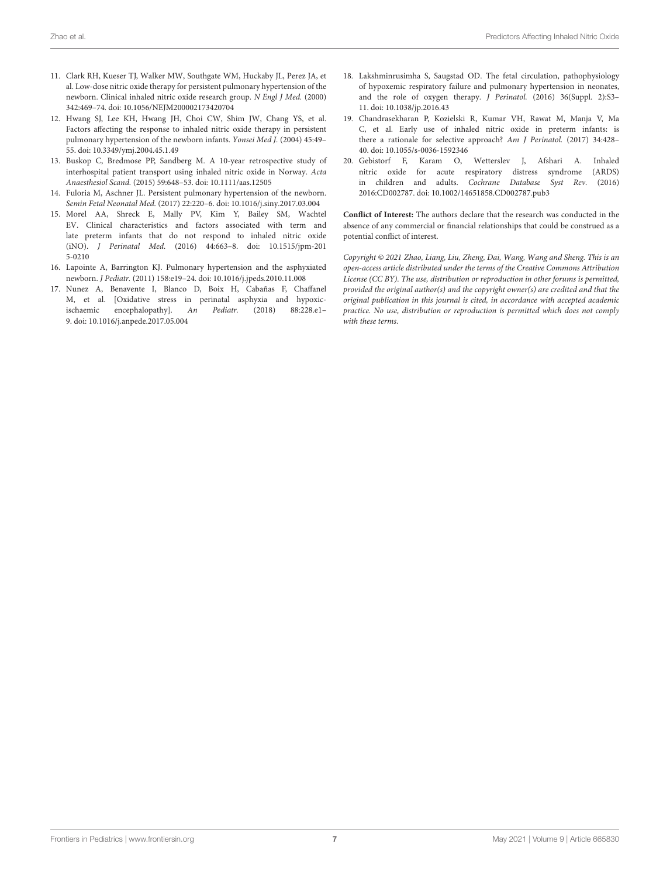11. Clark RH, Kueser TJ, Walker MW, Southgate WM, Huckaby JL, Perez JA, et al. Low-dose nitric oxide therapy for persistent pulmonary hypertension of the newborn. Clinical inhaled nitric oxide research group. *N Engl J Med.* (2000) 342:469–74. doi: 10.1056/NEJM200002173420704
12. Hwang SJ, Lee KH, Hwang JH, Choi CW, Shim JW, Chang YS, et al. Factors affecting the response to inhaled nitric oxide therapy in persistent pulmonary hypertension of the newborn infants. *Yonsei Med J.* (2004) 45:49–55. doi: 10.3349/ymj.2004.45.1.49
13. Buskop C, Bredmose PP, Sandberg M. A 10-year retrospective study of interhospital patient transport using inhaled nitric oxide in Norway. *Acta Anaesthesiol Scand.* (2015) 59:648–53. doi: 10.1111/aas.12505
14. Fuloria M, Aschner JL. Persistent pulmonary hypertension of the newborn. *Semin Fetal Neonatal Med.* (2017) 22:220–6. doi: 10.1016/j.siny.2017.03.004
15. Morel AA, Shreck E, Mally PV, Kim Y, Bailey SM, Wachtel EV. Clinical characteristics and factors associated with term and late preterm infants that do not respond to inhaled nitric oxide (iNO). *J Perinatal Med.* (2016) 44:663–8. doi: 10.1515/jpm-2015-0210
16. Lapointe A, Barrington KJ. Pulmonary hypertension and the asphyxiated newborn. *J Pediatr.* (2011) 158:e19–24. doi: 10.1016/j.jpeds.2010.11.008
17. Nunez A, Benavente I, Blanco D, Boix H, Cabañas F, Chaffanel M, et al. [Oxidative stress in perinatal asphyxia and hypoxic-ischaemic encephalopathy]. *An Pediatr.* (2018) 88:228.e1–9. doi: 10.1016/j.anpede.2017.05.004
18. Lakshminrusimha S, Saugstad OD. The fetal circulation, pathophysiology of hypoxemic respiratory failure and pulmonary hypertension in neonates, and the role of oxygen therapy. *J Perinatol.* (2016) 36(Suppl. 2):S3–11. doi: 10.1038/jp.2016.43
19. Chandrasekharan P, Kozielski R, Kumar VH, Rawat M, Manja V, Ma C, et al. Early use of inhaled nitric oxide in preterm infants: is there a rationale for selective approach? *Am J Perinatol.* (2017) 34:428–40. doi: 10.1055/s-0036-1592346
20. Gebistorf F, Karam O, Wetterslev J, Afshari A. Inhaled nitric oxide for acute respiratory distress syndrome (ARDS) in children and adults. *Cochrane Database Syst Rev.* (2016) 2016:CD002787. doi: 10.1002/14651858.CD002787.pub3

**Conflict of Interest:** The authors declare that the research was conducted in the absence of any commercial or financial relationships that could be construed as a potential conflict of interest.

*Copyright © 2021 Zhao, Liang, Liu, Zheng, Dai, Wang, Wang and Sheng. This is an open-access article distributed under the terms of the Creative Commons Attribution License (CC BY). The use, distribution or reproduction in other forums is permitted, provided the original author(s) and the copyright owner(s) are credited and that the original publication in this journal is cited, in accordance with accepted academic practice. No use, distribution or reproduction is permitted which does not comply with these terms.*